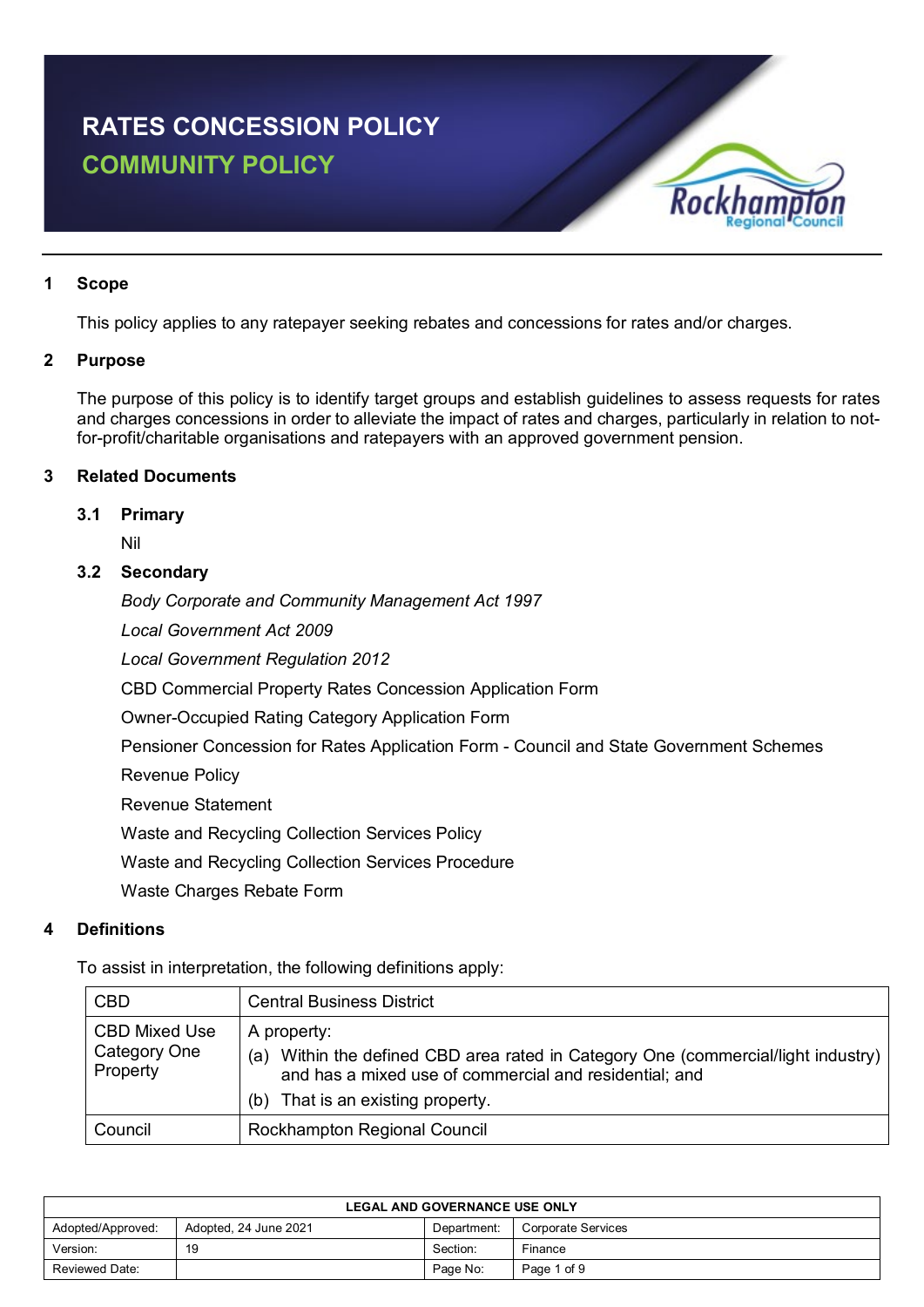# RATES CONCESSION POLICY
## COMMUNITY POLICY

## 1 Scope

This policy applies to any ratepayer seeking rebates and concessions for rates and/or charges.

## 2 Purpose

The purpose of this policy is to identify target groups and establish guidelines to assess requests for rates and charges concessions in order to alleviate the impact of rates and charges, particularly in relation to not-for-profit/charitable organisations and ratepayers with an approved government pension.

## 3 Related Documents

### 3.1 Primary

Nil

### 3.2 Secondary

*Body Corporate and Community Management Act 1997*

*Local Government Act 2009*

*Local Government Regulation 2012*

CBD Commercial Property Rates Concession Application Form

Owner-Occupied Rating Category Application Form

Pensioner Concession for Rates Application Form - Council and State Government Schemes

Revenue Policy

Revenue Statement

Waste and Recycling Collection Services Policy

Waste and Recycling Collection Services Procedure

Waste Charges Rebate Form

## 4 Definitions

To assist in interpretation, the following definitions apply:

| Term | Definition |
|---|---|
| CBD | Central Business District |
| CBD Mixed Use Category One Property | A property:<br>(a) Within the defined CBD area rated in Category One (commercial/light industry) and has a mixed use of commercial and residential; and<br>(b) That is an existing property. |
| Council | Rockhampton Regional Council |

| LEGAL AND GOVERNANCE USE ONLY | | | |
|---|---|---|---|
| Adopted/Approved: | Adopted, 24 June 2021 | Department: | Corporate Services |
| Version: | 19 | Section: | Finance |
| Reviewed Date: | | Page No: | Page 1 of 9 |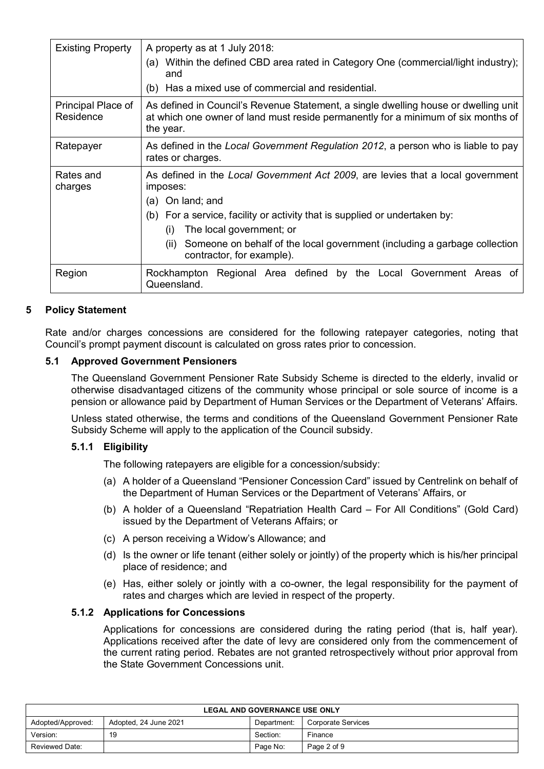| Existing Property | A property as at 1 July 2018:<br>(a) Within the defined CBD area rated in Category One (commercial/light industry); and<br>(b) Has a mixed use of commercial and residential. |
|---|---|
| Principal Place of Residence | As defined in Council's Revenue Statement, a single dwelling house or dwelling unit at which one owner of land must reside permanently for a minimum of six months of the year. |
| Ratepayer | As defined in the *Local Government Regulation 2012*, a person who is liable to pay rates or charges. |
| Rates and charges | As defined in the *Local Government Act 2009*, are levies that a local government imposes:<br>(a) On land; and<br>(b) For a service, facility or activity that is supplied or undertaken by:<br>(i) The local government; or<br>(ii) Someone on behalf of the local government (including a garbage collection contractor, for example). |
| Region | Rockhampton Regional Area defined by the Local Government Areas of Queensland. |

## 5 Policy Statement

Rate and/or charges concessions are considered for the following ratepayer categories, noting that Council's prompt payment discount is calculated on gross rates prior to concession.

### 5.1 Approved Government Pensioners

The Queensland Government Pensioner Rate Subsidy Scheme is directed to the elderly, invalid or otherwise disadvantaged citizens of the community whose principal or sole source of income is a pension or allowance paid by Department of Human Services or the Department of Veterans' Affairs.

Unless stated otherwise, the terms and conditions of the Queensland Government Pensioner Rate Subsidy Scheme will apply to the application of the Council subsidy.

#### 5.1.1 Eligibility

The following ratepayers are eligible for a concession/subsidy:

(a) A holder of a Queensland "Pensioner Concession Card" issued by Centrelink on behalf of the Department of Human Services or the Department of Veterans' Affairs, or

(b) A holder of a Queensland "Repatriation Health Card – For All Conditions" (Gold Card) issued by the Department of Veterans Affairs; or

(c) A person receiving a Widow's Allowance; and

(d) Is the owner or life tenant (either solely or jointly) of the property which is his/her principal place of residence; and

(e) Has, either solely or jointly with a co-owner, the legal responsibility for the payment of rates and charges which are levied in respect of the property.

#### 5.1.2 Applications for Concessions

Applications for concessions are considered during the rating period (that is, half year). Applications received after the date of levy are considered only from the commencement of the current rating period. Rebates are not granted retrospectively without prior approval from the State Government Concessions unit.

| LEGAL AND GOVERNANCE USE ONLY | | | |
|---|---|---|---|
| Adopted/Approved: | Adopted, 24 June 2021 | Department: | Corporate Services |
| Version: | 19 | Section: | Finance |
| Reviewed Date: | | Page No: | Page 2 of 9 |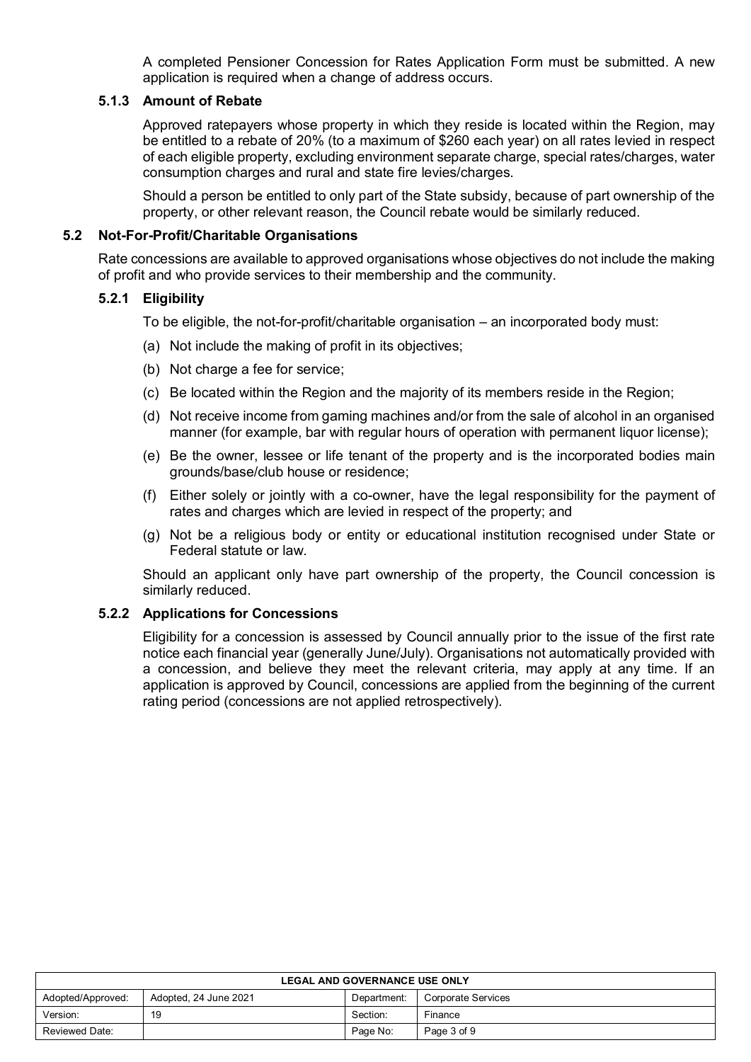A completed Pensioner Concession for Rates Application Form must be submitted. A new application is required when a change of address occurs.

#### 5.1.3 Amount of Rebate

Approved ratepayers whose property in which they reside is located within the Region, may be entitled to a rebate of 20% (to a maximum of $260 each year) on all rates levied in respect of each eligible property, excluding environment separate charge, special rates/charges, water consumption charges and rural and state fire levies/charges.

Should a person be entitled to only part of the State subsidy, because of part ownership of the property, or other relevant reason, the Council rebate would be similarly reduced.

### 5.2 Not-For-Profit/Charitable Organisations

Rate concessions are available to approved organisations whose objectives do not include the making of profit and who provide services to their membership and the community.

#### 5.2.1 Eligibility

To be eligible, the not-for-profit/charitable organisation – an incorporated body must:

(a) Not include the making of profit in its objectives;

(b) Not charge a fee for service;

(c) Be located within the Region and the majority of its members reside in the Region;

(d) Not receive income from gaming machines and/or from the sale of alcohol in an organised manner (for example, bar with regular hours of operation with permanent liquor license);

(e) Be the owner, lessee or life tenant of the property and is the incorporated bodies main grounds/base/club house or residence;

(f) Either solely or jointly with a co-owner, have the legal responsibility for the payment of rates and charges which are levied in respect of the property; and

(g) Not be a religious body or entity or educational institution recognised under State or Federal statute or law.

Should an applicant only have part ownership of the property, the Council concession is similarly reduced.

#### 5.2.2 Applications for Concessions

Eligibility for a concession is assessed by Council annually prior to the issue of the first rate notice each financial year (generally June/July). Organisations not automatically provided with a concession, and believe they meet the relevant criteria, may apply at any time. If an application is approved by Council, concessions are applied from the beginning of the current rating period (concessions are not applied retrospectively).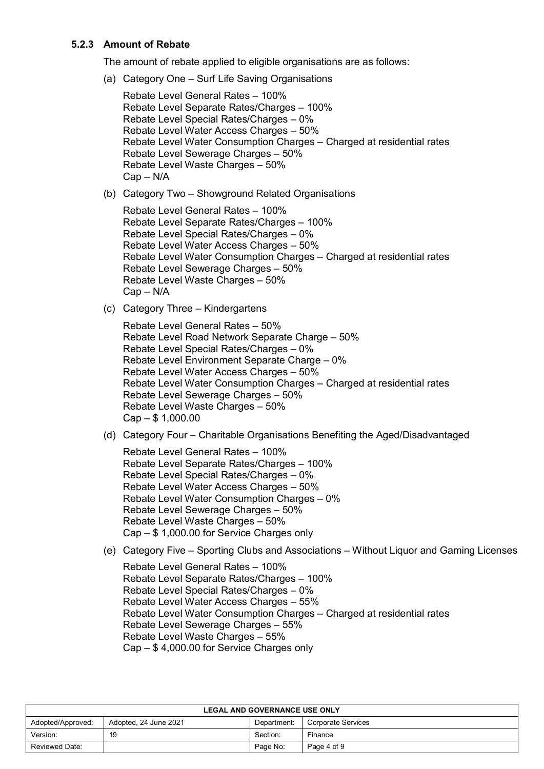### 5.2.3 Amount of Rebate

The amount of rebate applied to eligible organisations are as follows:

(a) Category One – Surf Life Saving Organisations

Rebate Level General Rates – 100%
Rebate Level Separate Rates/Charges – 100%
Rebate Level Special Rates/Charges – 0%
Rebate Level Water Access Charges – 50%
Rebate Level Water Consumption Charges – Charged at residential rates
Rebate Level Sewerage Charges – 50%
Rebate Level Waste Charges – 50%
Cap – N/A

(b) Category Two – Showground Related Organisations

Rebate Level General Rates – 100%
Rebate Level Separate Rates/Charges – 100%
Rebate Level Special Rates/Charges – 0%
Rebate Level Water Access Charges – 50%
Rebate Level Water Consumption Charges – Charged at residential rates
Rebate Level Sewerage Charges – 50%
Rebate Level Waste Charges – 50%
Cap – N/A

(c) Category Three – Kindergartens

Rebate Level General Rates – 50%
Rebate Level Road Network Separate Charge – 50%
Rebate Level Special Rates/Charges – 0%
Rebate Level Environment Separate Charge – 0%
Rebate Level Water Access Charges – 50%
Rebate Level Water Consumption Charges – Charged at residential rates
Rebate Level Sewerage Charges – 50%
Rebate Level Waste Charges – 50%
Cap – $ 1,000.00

(d) Category Four – Charitable Organisations Benefiting the Aged/Disadvantaged

Rebate Level General Rates – 100%
Rebate Level Separate Rates/Charges – 100%
Rebate Level Special Rates/Charges – 0%
Rebate Level Water Access Charges – 50%
Rebate Level Water Consumption Charges – 0%
Rebate Level Sewerage Charges – 50%
Rebate Level Waste Charges – 50%
Cap – $ 1,000.00 for Service Charges only

(e) Category Five – Sporting Clubs and Associations – Without Liquor and Gaming Licenses

Rebate Level General Rates – 100%
Rebate Level Separate Rates/Charges – 100%
Rebate Level Special Rates/Charges – 0%
Rebate Level Water Access Charges – 55%
Rebate Level Water Consumption Charges – Charged at residential rates
Rebate Level Sewerage Charges – 55%
Rebate Level Waste Charges – 55%
Cap – $ 4,000.00 for Service Charges only

| LEGAL AND GOVERNANCE USE ONLY | | | |
|---|---|---|---|
| Adopted/Approved: | Adopted, 24 June 2021 | Department: | Corporate Services |
| Version: | 19 | Section: | Finance |
| Reviewed Date: | | Page No: | Page 4 of 9 |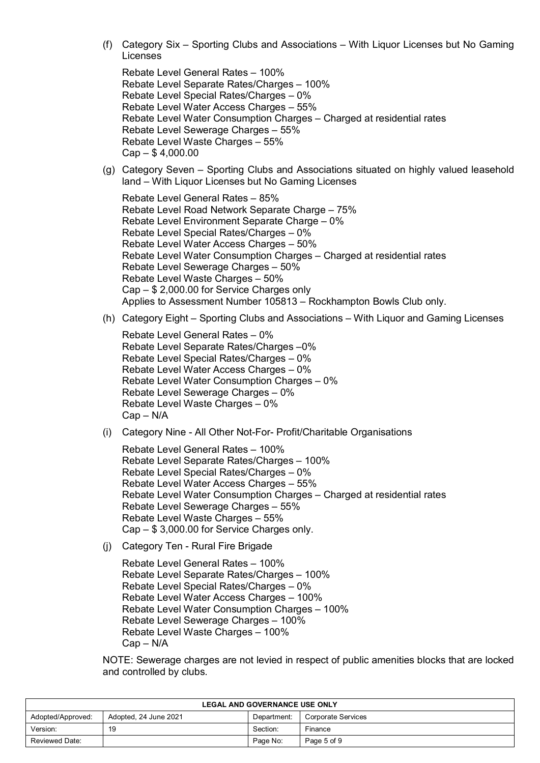(f) Category Six – Sporting Clubs and Associations – With Liquor Licenses but No Gaming Licenses

Rebate Level General Rates – 100%
Rebate Level Separate Rates/Charges – 100%
Rebate Level Special Rates/Charges – 0%
Rebate Level Water Access Charges – 55%
Rebate Level Water Consumption Charges – Charged at residential rates
Rebate Level Sewerage Charges – 55%
Rebate Level Waste Charges – 55%
Cap – $ 4,000.00

(g) Category Seven – Sporting Clubs and Associations situated on highly valued leasehold land – With Liquor Licenses but No Gaming Licenses

Rebate Level General Rates – 85%
Rebate Level Road Network Separate Charge – 75%
Rebate Level Environment Separate Charge – 0%
Rebate Level Special Rates/Charges – 0%
Rebate Level Water Access Charges – 50%
Rebate Level Water Consumption Charges – Charged at residential rates
Rebate Level Sewerage Charges – 50%
Rebate Level Waste Charges – 50%
Cap – $ 2,000.00 for Service Charges only
Applies to Assessment Number 105813 – Rockhampton Bowls Club only.

(h) Category Eight – Sporting Clubs and Associations – With Liquor and Gaming Licenses

Rebate Level General Rates – 0%
Rebate Level Separate Rates/Charges –0%
Rebate Level Special Rates/Charges – 0%
Rebate Level Water Access Charges – 0%
Rebate Level Water Consumption Charges – 0%
Rebate Level Sewerage Charges – 0%
Rebate Level Waste Charges – 0%
Cap – N/A

(i) Category Nine - All Other Not-For- Profit/Charitable Organisations

Rebate Level General Rates – 100%
Rebate Level Separate Rates/Charges – 100%
Rebate Level Special Rates/Charges – 0%
Rebate Level Water Access Charges – 55%
Rebate Level Water Consumption Charges – Charged at residential rates
Rebate Level Sewerage Charges – 55%
Rebate Level Waste Charges – 55%
Cap – $ 3,000.00 for Service Charges only.

(j) Category Ten - Rural Fire Brigade

Rebate Level General Rates – 100%
Rebate Level Separate Rates/Charges – 100%
Rebate Level Special Rates/Charges – 0%
Rebate Level Water Access Charges – 100%
Rebate Level Water Consumption Charges – 100%
Rebate Level Sewerage Charges – 100%
Rebate Level Waste Charges – 100%
Cap – N/A

NOTE: Sewerage charges are not levied in respect of public amenities blocks that are locked and controlled by clubs.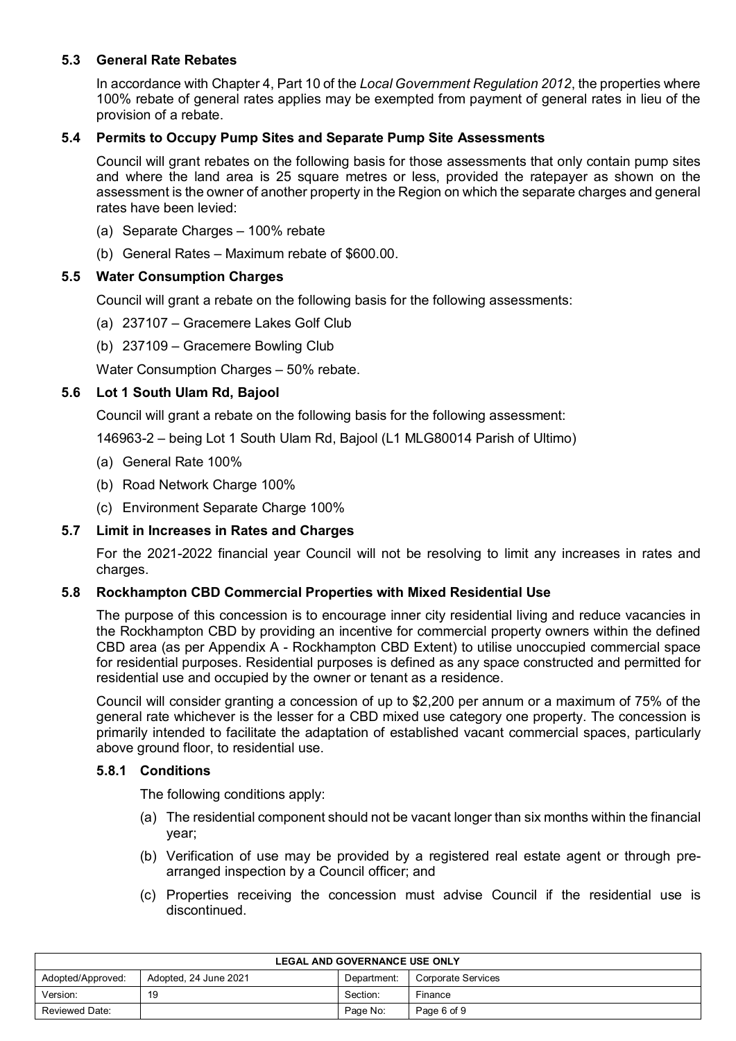### 5.3 General Rate Rebates

In accordance with Chapter 4, Part 10 of the *Local Government Regulation 2012*, the properties where 100% rebate of general rates applies may be exempted from payment of general rates in lieu of the provision of a rebate.

### 5.4 Permits to Occupy Pump Sites and Separate Pump Site Assessments

Council will grant rebates on the following basis for those assessments that only contain pump sites and where the land area is 25 square metres or less, provided the ratepayer as shown on the assessment is the owner of another property in the Region on which the separate charges and general rates have been levied:

(a) Separate Charges – 100% rebate

(b) General Rates – Maximum rebate of $600.00.

### 5.5 Water Consumption Charges

Council will grant a rebate on the following basis for the following assessments:

(a) 237107 – Gracemere Lakes Golf Club

(b) 237109 – Gracemere Bowling Club

Water Consumption Charges – 50% rebate.

### 5.6 Lot 1 South Ulam Rd, Bajool

Council will grant a rebate on the following basis for the following assessment:

146963-2 – being Lot 1 South Ulam Rd, Bajool (L1 MLG80014 Parish of Ultimo)

(a) General Rate 100%

(b) Road Network Charge 100%

(c) Environment Separate Charge 100%

### 5.7 Limit in Increases in Rates and Charges

For the 2021-2022 financial year Council will not be resolving to limit any increases in rates and charges.

### 5.8 Rockhampton CBD Commercial Properties with Mixed Residential Use

The purpose of this concession is to encourage inner city residential living and reduce vacancies in the Rockhampton CBD by providing an incentive for commercial property owners within the defined CBD area (as per Appendix A - Rockhampton CBD Extent) to utilise unoccupied commercial space for residential purposes. Residential purposes is defined as any space constructed and permitted for residential use and occupied by the owner or tenant as a residence.

Council will consider granting a concession of up to $2,200 per annum or a maximum of 75% of the general rate whichever is the lesser for a CBD mixed use category one property. The concession is primarily intended to facilitate the adaptation of established vacant commercial spaces, particularly above ground floor, to residential use.

#### 5.8.1 Conditions

The following conditions apply:

(a) The residential component should not be vacant longer than six months within the financial year;

(b) Verification of use may be provided by a registered real estate agent or through pre-arranged inspection by a Council officer; and

(c) Properties receiving the concession must advise Council if the residential use is discontinued.

| LEGAL AND GOVERNANCE USE ONLY | | | |
|---|---|---|---|
| Adopted/Approved: | Adopted, 24 June 2021 | Department: | Corporate Services |
| Version: | 19 | Section: | Finance |
| Reviewed Date: | | Page No: | Page 6 of 9 |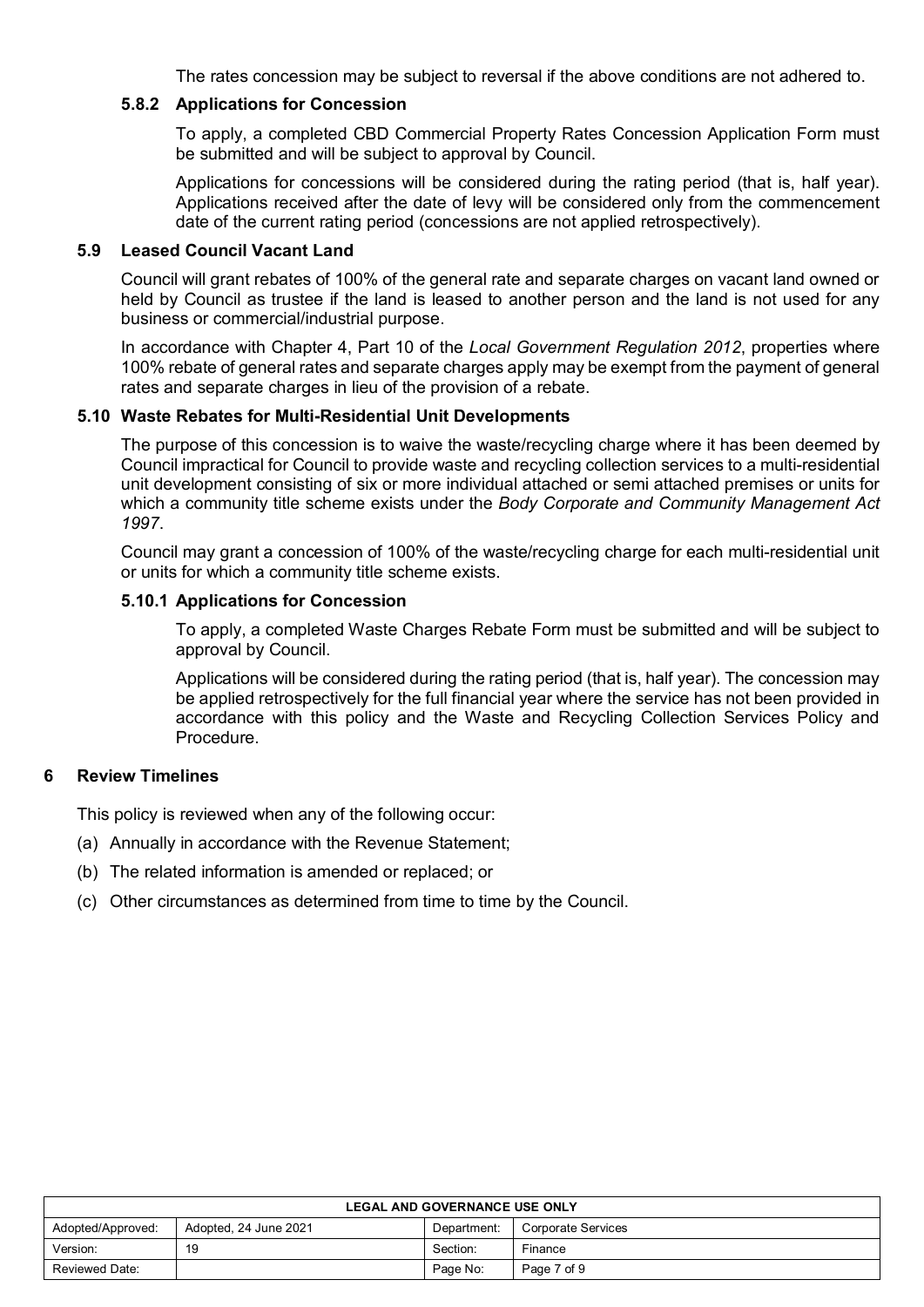The rates concession may be subject to reversal if the above conditions are not adhered to.

#### 5.8.2 Applications for Concession

To apply, a completed CBD Commercial Property Rates Concession Application Form must be submitted and will be subject to approval by Council.

Applications for concessions will be considered during the rating period (that is, half year). Applications received after the date of levy will be considered only from the commencement date of the current rating period (concessions are not applied retrospectively).

### 5.9 Leased Council Vacant Land

Council will grant rebates of 100% of the general rate and separate charges on vacant land owned or held by Council as trustee if the land is leased to another person and the land is not used for any business or commercial/industrial purpose.

In accordance with Chapter 4, Part 10 of the *Local Government Regulation 2012*, properties where 100% rebate of general rates and separate charges apply may be exempt from the payment of general rates and separate charges in lieu of the provision of a rebate.

### 5.10 Waste Rebates for Multi-Residential Unit Developments

The purpose of this concession is to waive the waste/recycling charge where it has been deemed by Council impractical for Council to provide waste and recycling collection services to a multi-residential unit development consisting of six or more individual attached or semi attached premises or units for which a community title scheme exists under the *Body Corporate and Community Management Act 1997*.

Council may grant a concession of 100% of the waste/recycling charge for each multi-residential unit or units for which a community title scheme exists.

#### 5.10.1 Applications for Concession

To apply, a completed Waste Charges Rebate Form must be submitted and will be subject to approval by Council.

Applications will be considered during the rating period (that is, half year). The concession may be applied retrospectively for the full financial year where the service has not been provided in accordance with this policy and the Waste and Recycling Collection Services Policy and Procedure.

## 6 Review Timelines

This policy is reviewed when any of the following occur:

(a) Annually in accordance with the Revenue Statement;

(b) The related information is amended or replaced; or

(c) Other circumstances as determined from time to time by the Council.

| LEGAL AND GOVERNANCE USE ONLY | | | |
|---|---|---|---|
| Adopted/Approved: | Adopted, 24 June 2021 | Department: | Corporate Services |
| Version: | 19 | Section: | Finance |
| Reviewed Date: | | Page No: | Page 7 of 9 |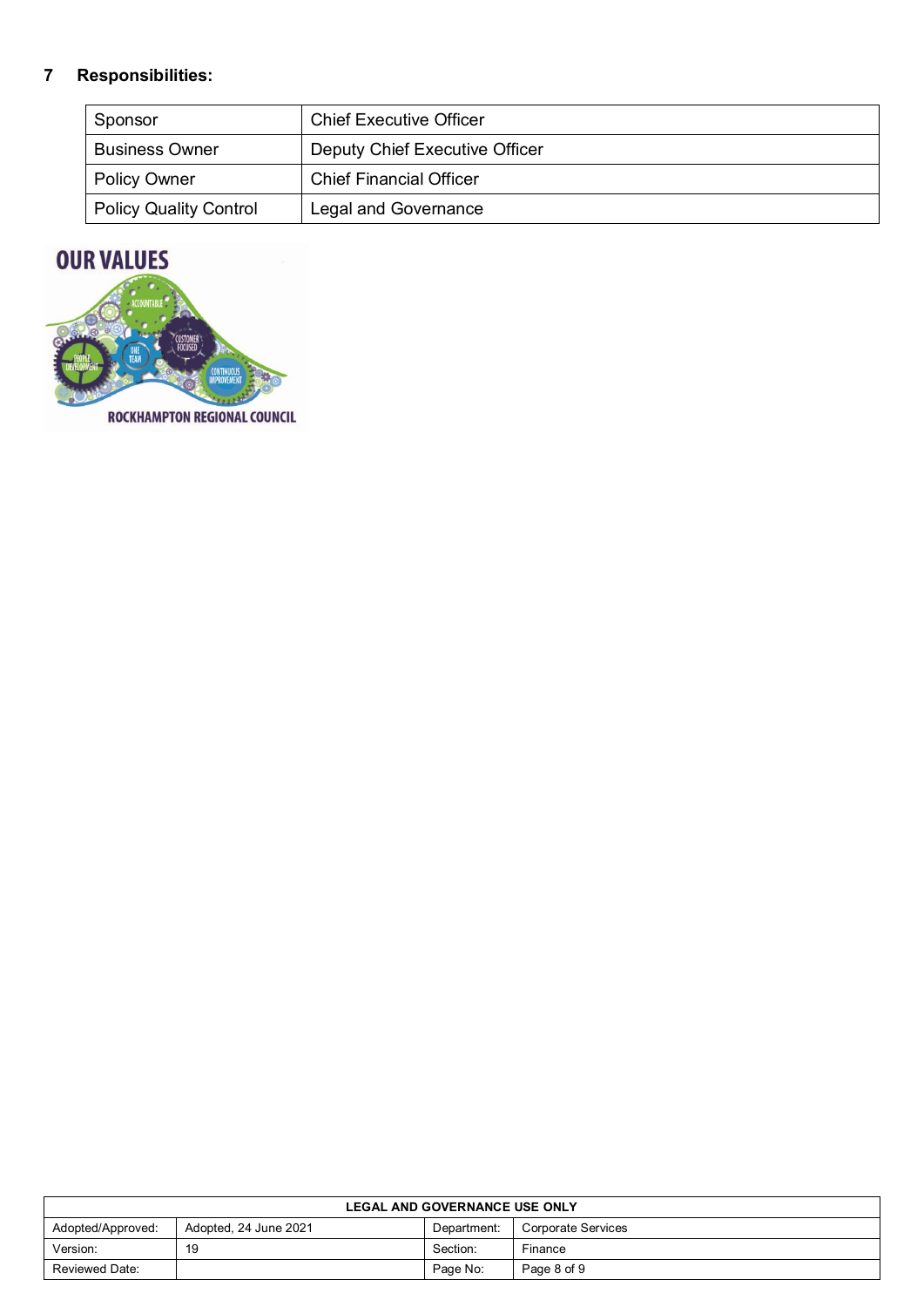## 7 Responsibilities:

| Sponsor | Chief Executive Officer |
|---|---|
| Business Owner | Deputy Chief Executive Officer |
| Policy Owner | Chief Financial Officer |
| Policy Quality Control | Legal and Governance |

| LEGAL AND GOVERNANCE USE ONLY | | | |
|---|---|---|---|
| Adopted/Approved: | Adopted, 24 June 2021 | Department: | Corporate Services |
| Version: | 19 | Section: | Finance |
| Reviewed Date: | | Page No: | Page 8 of 9 |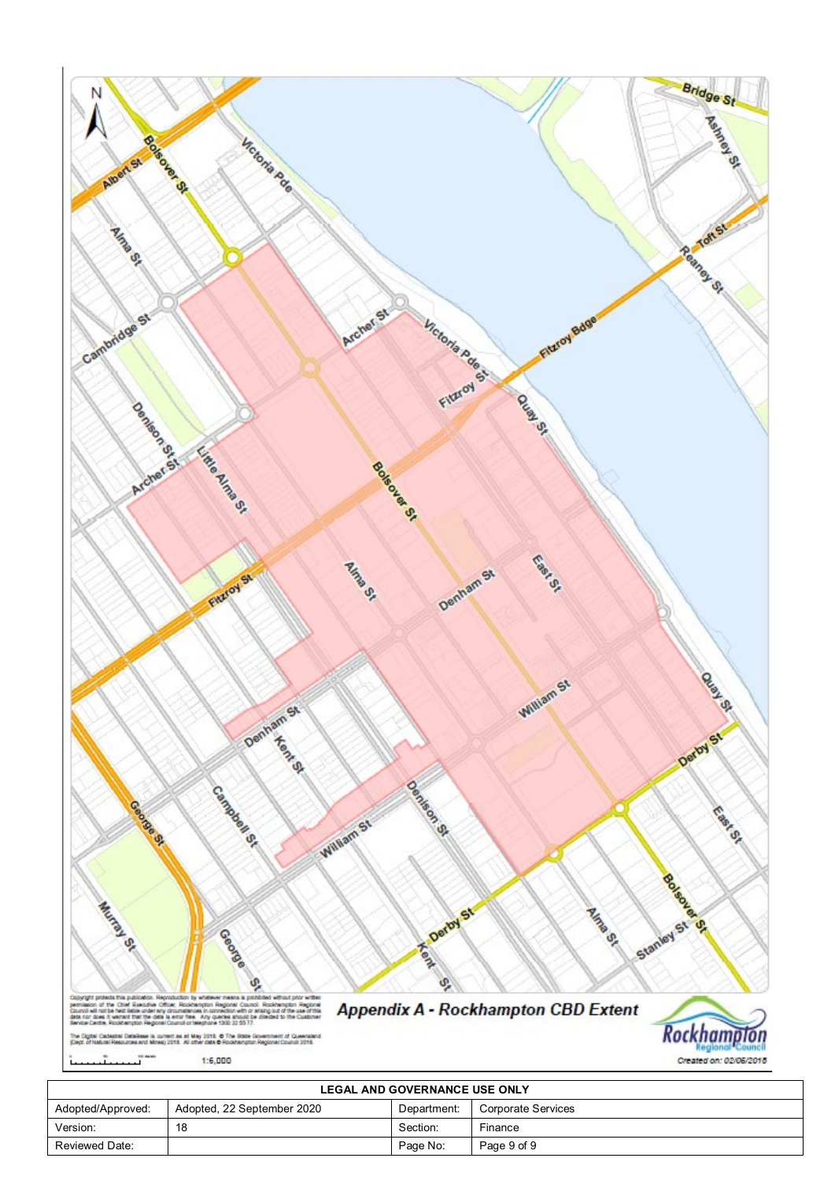N

Bridge St
Ashney St
Albert St
Bolsover St
Victoria Pde
Alma St
Toft St
Reaney St
Cambridge St
Archer St
Victoria Pde
Fitzroy Bdge
Fitzroy St
Quay St
Denison St
Archer St
Little Alma St
Bolsover St
Alma St
East St
Fitzroy St
Denham St
William St
Quay St
Denham St
Derby St
Kent St
Denison St
George St
Campbell St
William St
East St
Derby St
Alma St
Bolsover St
Murray St
George St
Stanley St
Kent St

Copyright protects this publication. Reproduction by whatever means is prohibited without prior written permission of the Chief Executive Officer, Rockhampton Regional Council. Rockhampton Regional Council will not be held liable under any circumstances in connection with or arising out of the use of this data nor does it warrant that the data is error free. Any queries should be directed to the Customer Service Centre, Rockhampton Regional Council or telephone 1300 22 55 77.

The Digital Cadastral Database is current as at May 2018. © The State Government of Queensland (Dept. of Natural Resources and Mines) 2018. All other data © Rockhampton Regional Council 2018.

1:6,000

## *Appendix A - Rockhampton CBD Extent*

Rockhampton Regional Council

Created on: 02/05/2018

| LEGAL AND GOVERNANCE USE ONLY | | | |
|---|---|---|---|
| Adopted/Approved: | Adopted, 22 September 2020 | Department: | Corporate Services |
| Version: | 18 | Section: | Finance |
| Reviewed Date: | | Page No: | Page 9 of 9 |